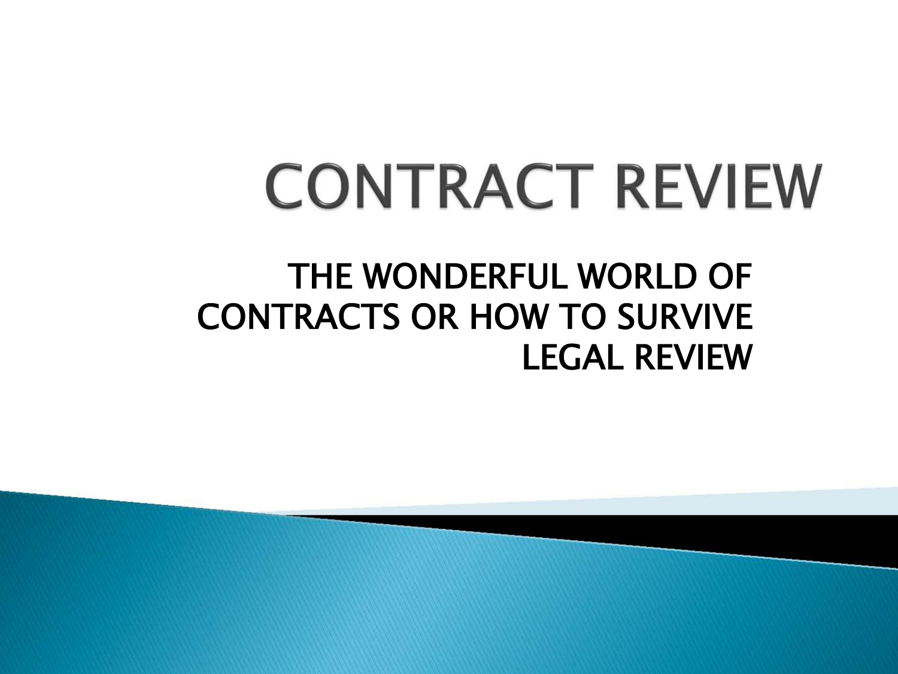# CONTRACT REVIEW

## THE WONDERFUL WORLD OF CONTRACTS OR HOW TO SURVIVE LEGAL REVIEW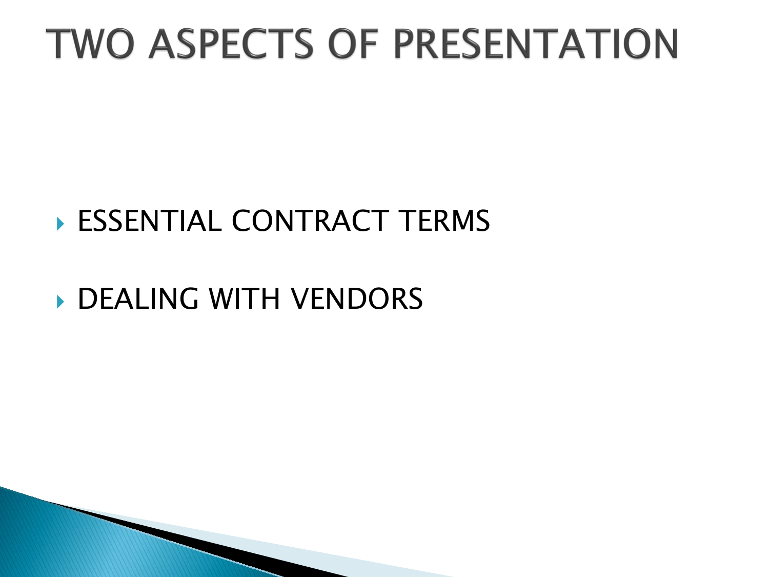# TWO ASPECTS OF PRESENTATION

- ESSENTIAL CONTRACT TERMS
- DEALING WITH VENDORS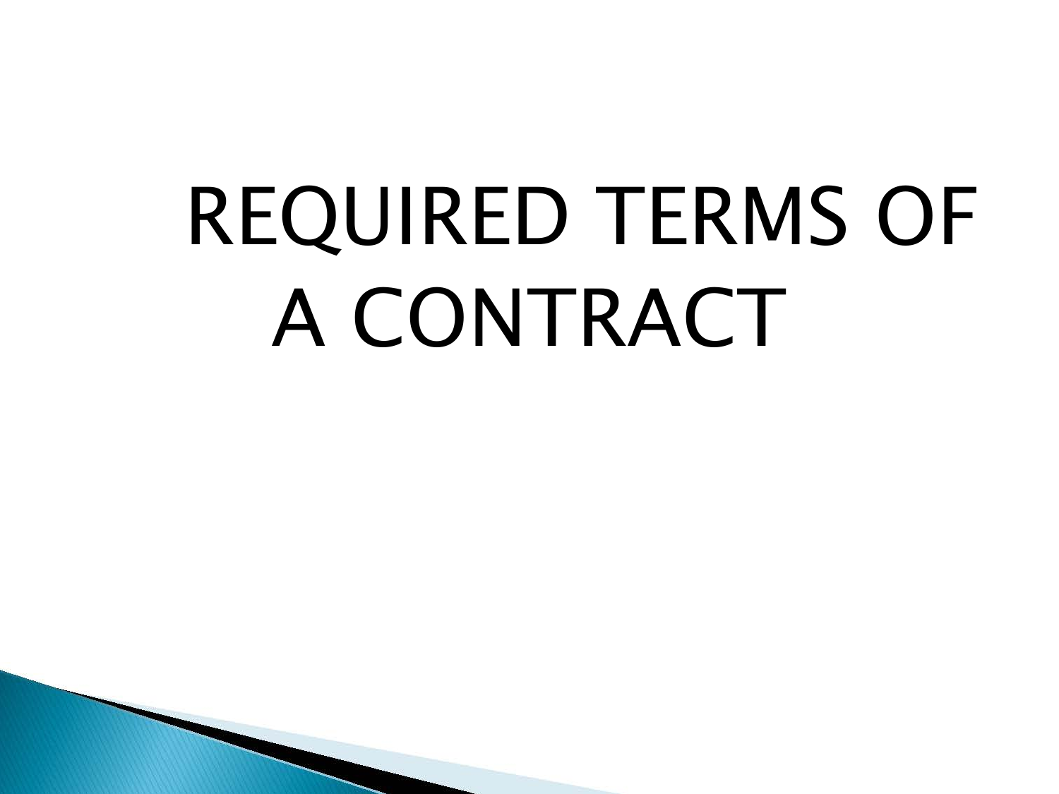# REQUIRED TERMS OF A CONTRACT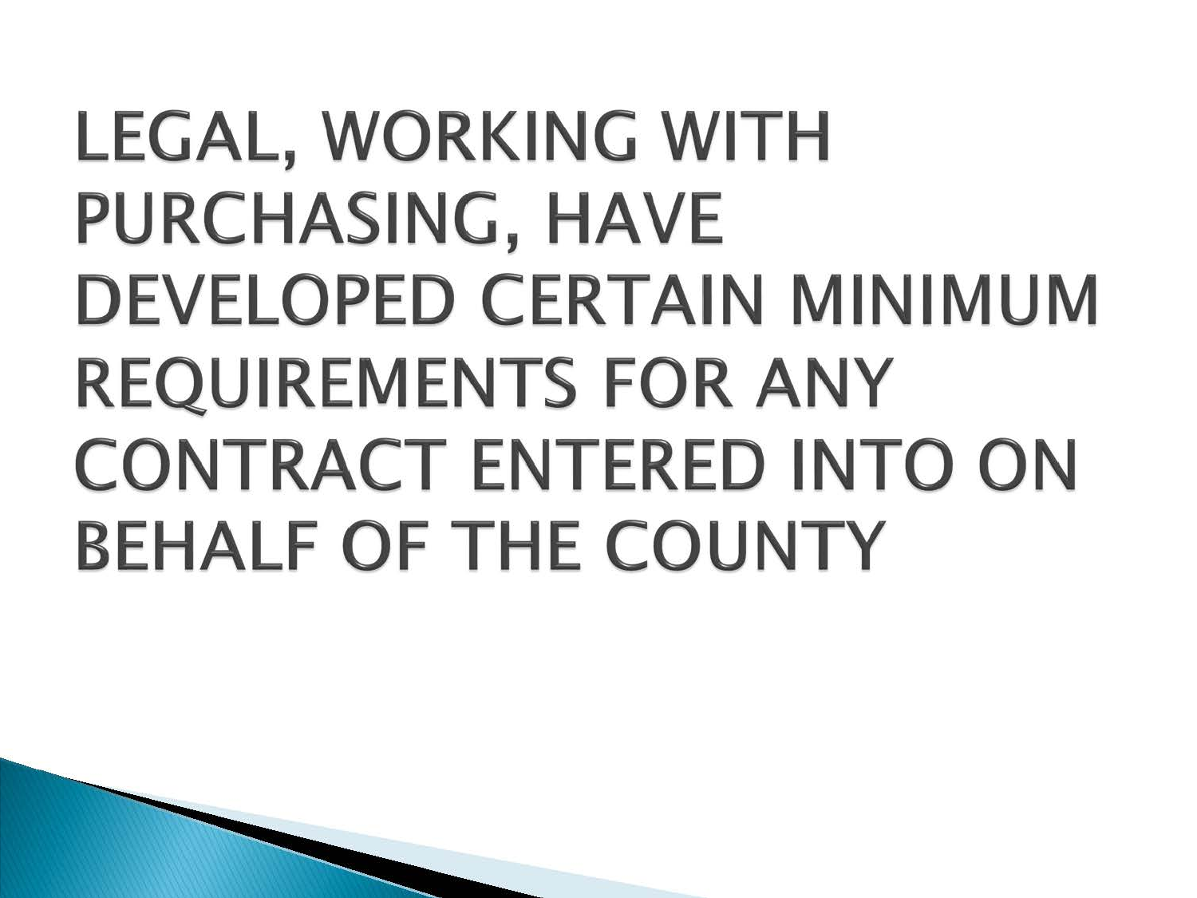# LEGAL, WORKING WITH PURCHASING, HAVE DEVELOPED CERTAIN MINIMUM REQUIREMENTS FOR ANY CONTRACT ENTERED INTO ON BEHALF OF THE COUNTY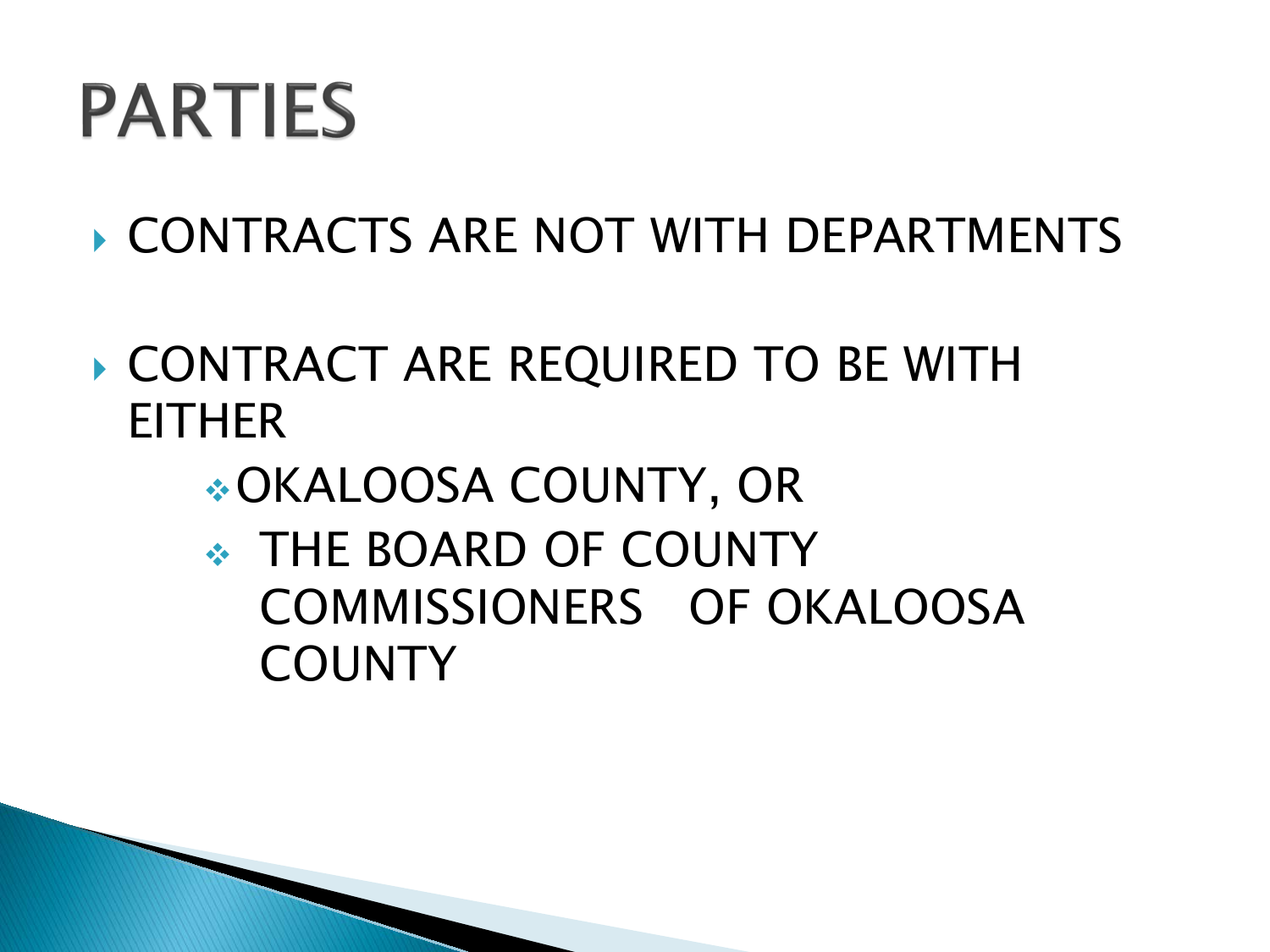# PARTIES

- CONTRACTS ARE NOT WITH DEPARTMENTS
- CONTRACT ARE REQUIRED TO BE WITH EITHER
  - OKALOOSA COUNTY, OR
  - THE BOARD OF COUNTY COMMISSIONERS OF OKALOOSA COUNTY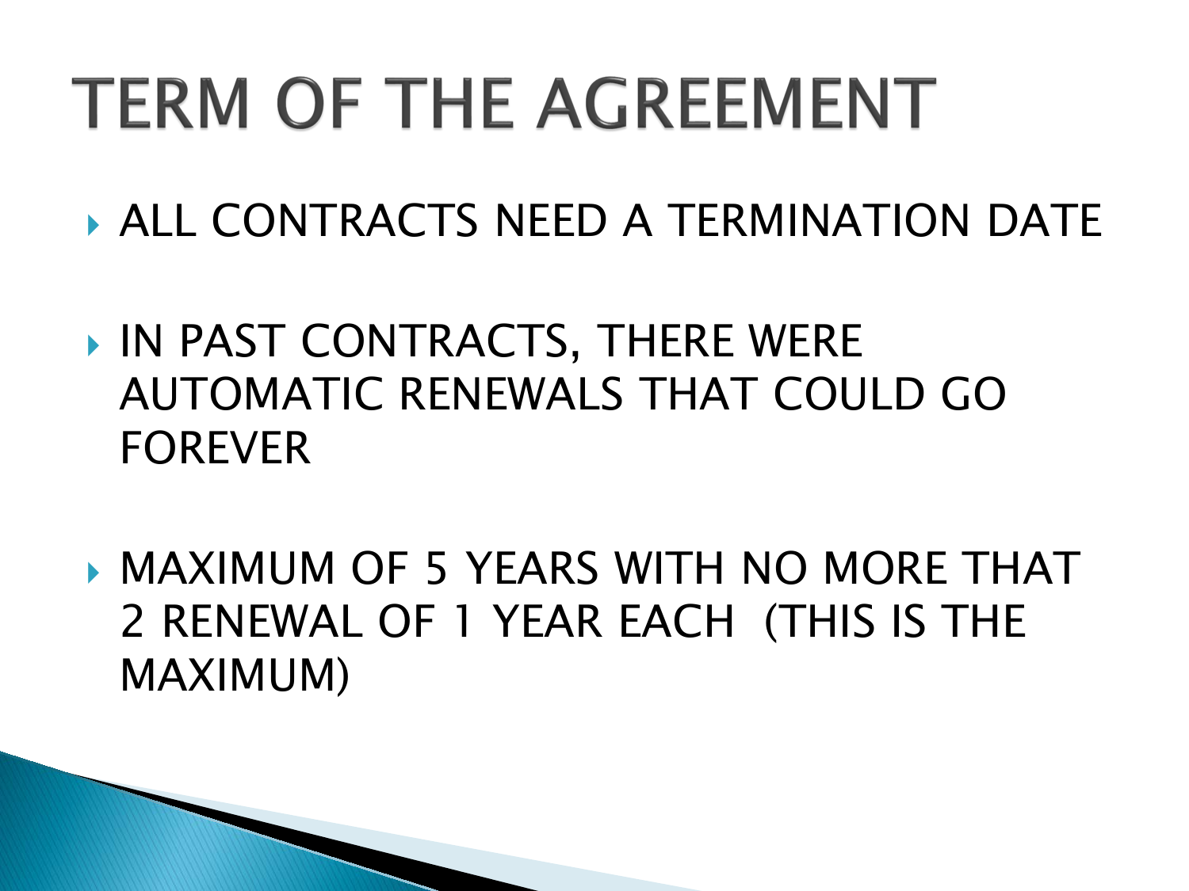# TERM OF THE AGREEMENT

- ALL CONTRACTS NEED A TERMINATION DATE
- IN PAST CONTRACTS, THERE WERE AUTOMATIC RENEWALS THAT COULD GO FOREVER
- MAXIMUM OF 5 YEARS WITH NO MORE THAT 2 RENEWAL OF 1 YEAR EACH (THIS IS THE MAXIMUM)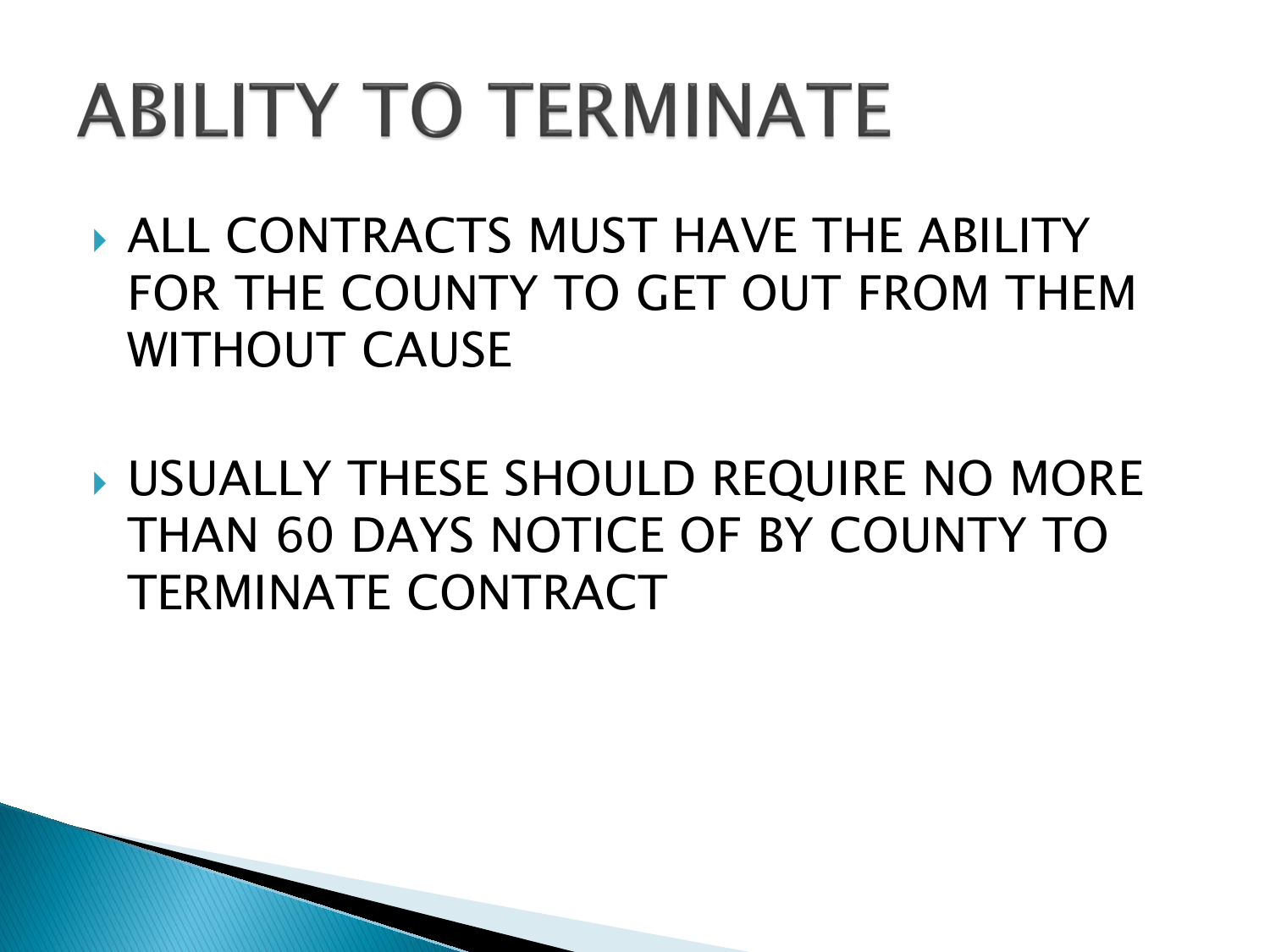# ABILITY TO TERMINATE

- ALL CONTRACTS MUST HAVE THE ABILITY FOR THE COUNTY TO GET OUT FROM THEM WITHOUT CAUSE
- USUALLY THESE SHOULD REQUIRE NO MORE THAN 60 DAYS NOTICE OF BY COUNTY TO TERMINATE CONTRACT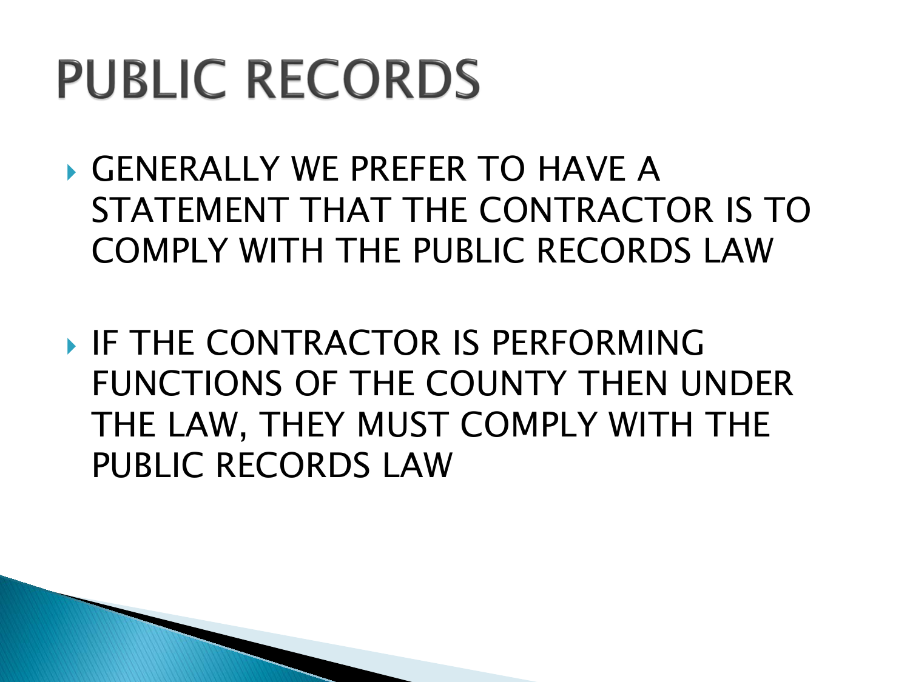# PUBLIC RECORDS

- GENERALLY WE PREFER TO HAVE A STATEMENT THAT THE CONTRACTOR IS TO COMPLY WITH THE PUBLIC RECORDS LAW

- IF THE CONTRACTOR IS PERFORMING FUNCTIONS OF THE COUNTY THEN UNDER THE LAW, THEY MUST COMPLY WITH THE PUBLIC RECORDS LAW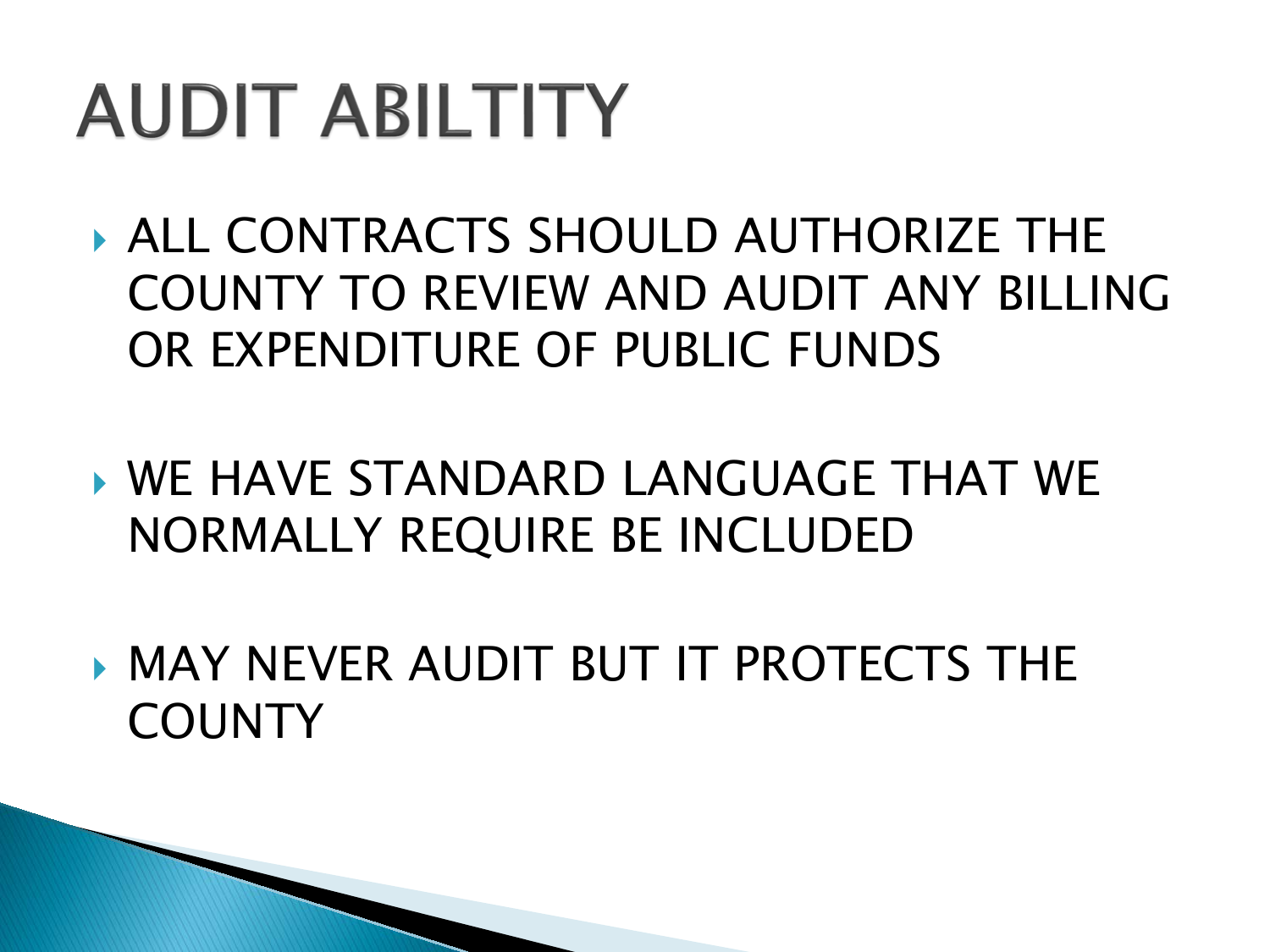# AUDIT ABILTITY

- ALL CONTRACTS SHOULD AUTHORIZE THE COUNTY TO REVIEW AND AUDIT ANY BILLING OR EXPENDITURE OF PUBLIC FUNDS

- WE HAVE STANDARD LANGUAGE THAT WE NORMALLY REQUIRE BE INCLUDED

- MAY NEVER AUDIT BUT IT PROTECTS THE COUNTY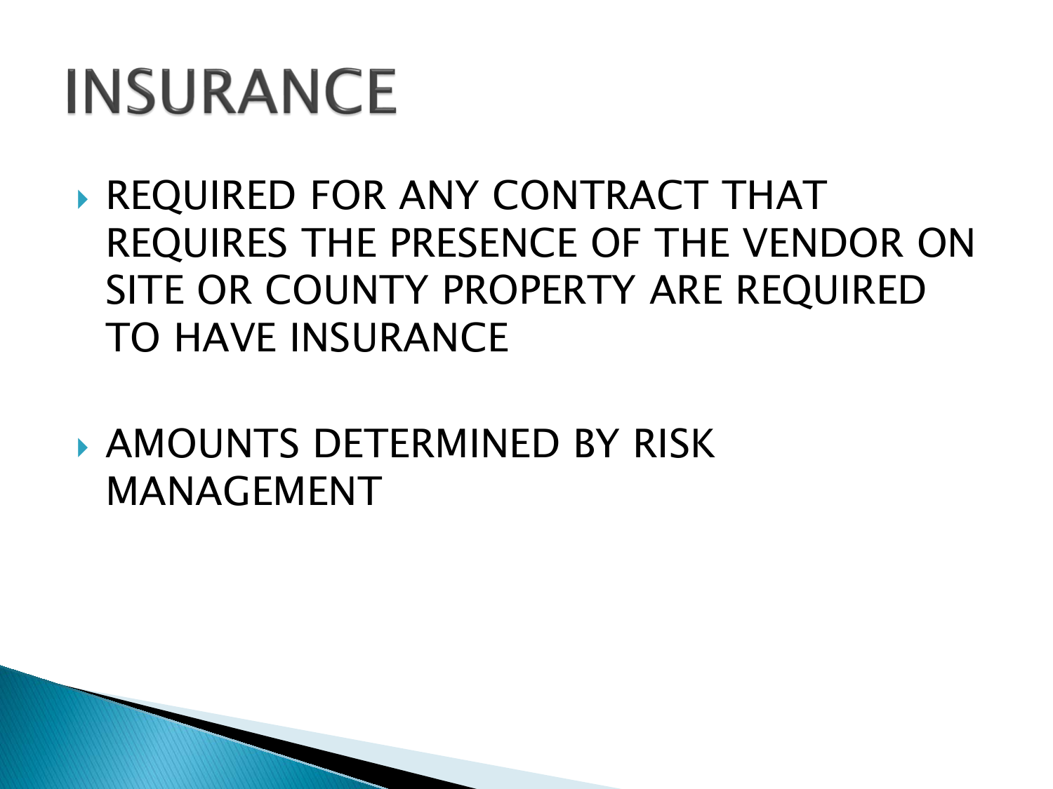# INSURANCE

- REQUIRED FOR ANY CONTRACT THAT REQUIRES THE PRESENCE OF THE VENDOR ON SITE OR COUNTY PROPERTY ARE REQUIRED TO HAVE INSURANCE
- AMOUNTS DETERMINED BY RISK MANAGEMENT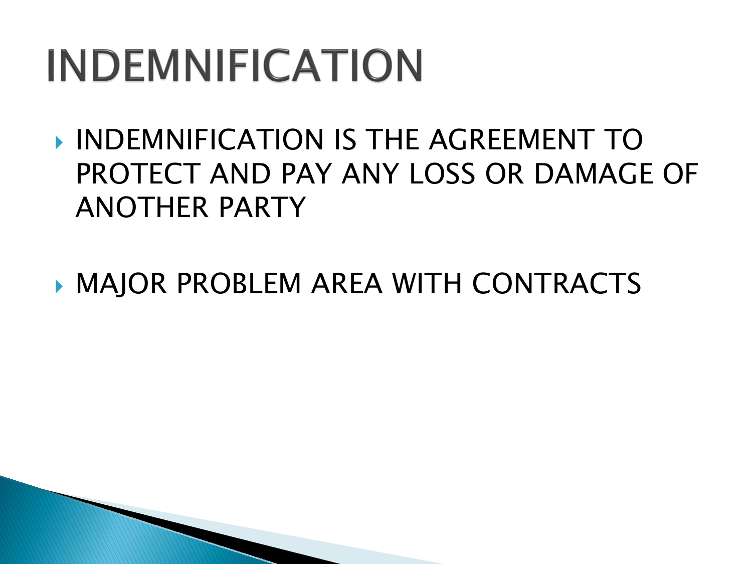# INDEMNIFICATION

- INDEMNIFICATION IS THE AGREEMENT TO PROTECT AND PAY ANY LOSS OR DAMAGE OF ANOTHER PARTY
- MAJOR PROBLEM AREA WITH CONTRACTS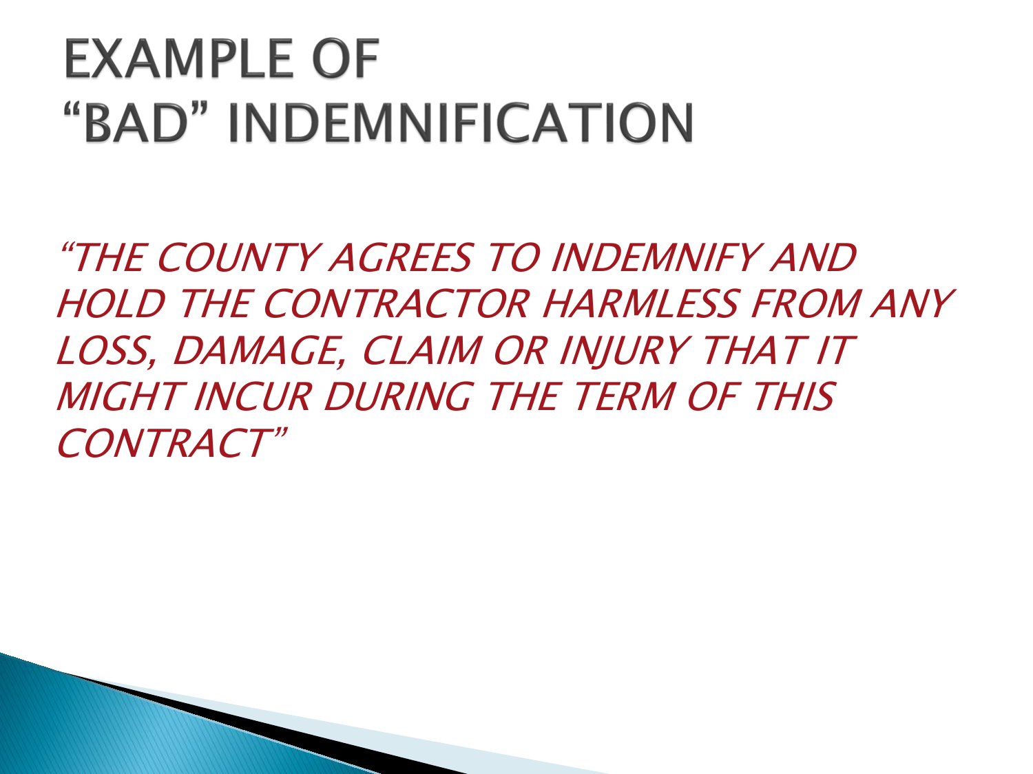# EXAMPLE OF "BAD" INDEMNIFICATION

*"THE COUNTY AGREES TO INDEMNIFY AND HOLD THE CONTRACTOR HARMLESS FROM ANY LOSS, DAMAGE, CLAIM OR INJURY THAT IT MIGHT INCUR DURING THE TERM OF THIS CONTRACT"*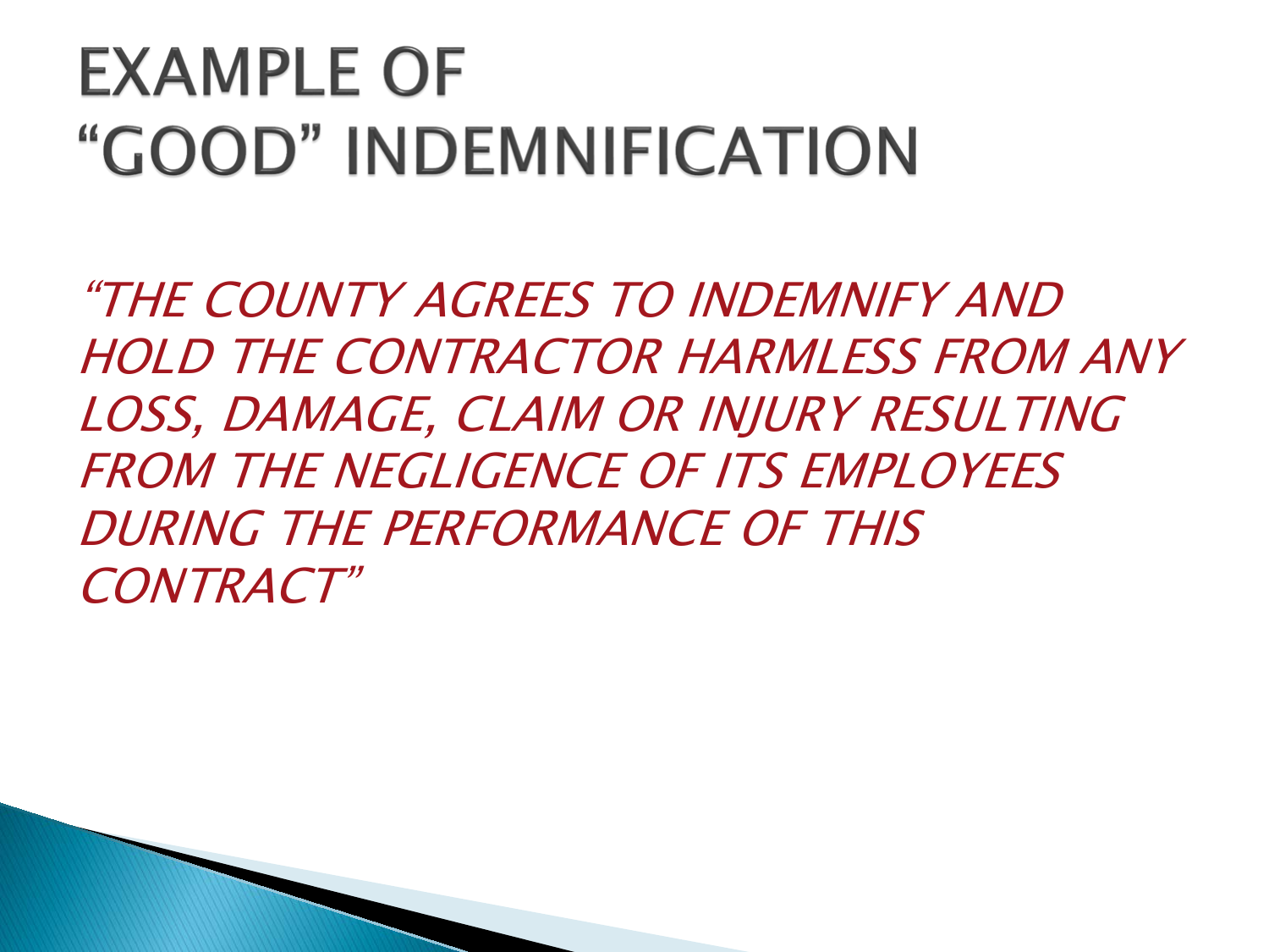# EXAMPLE OF "GOOD" INDEMNIFICATION

*"THE COUNTY AGREES TO INDEMNIFY AND HOLD THE CONTRACTOR HARMLESS FROM ANY LOSS, DAMAGE, CLAIM OR INJURY RESULTING FROM THE NEGLIGENCE OF ITS EMPLOYEES DURING THE PERFORMANCE OF THIS CONTRACT"*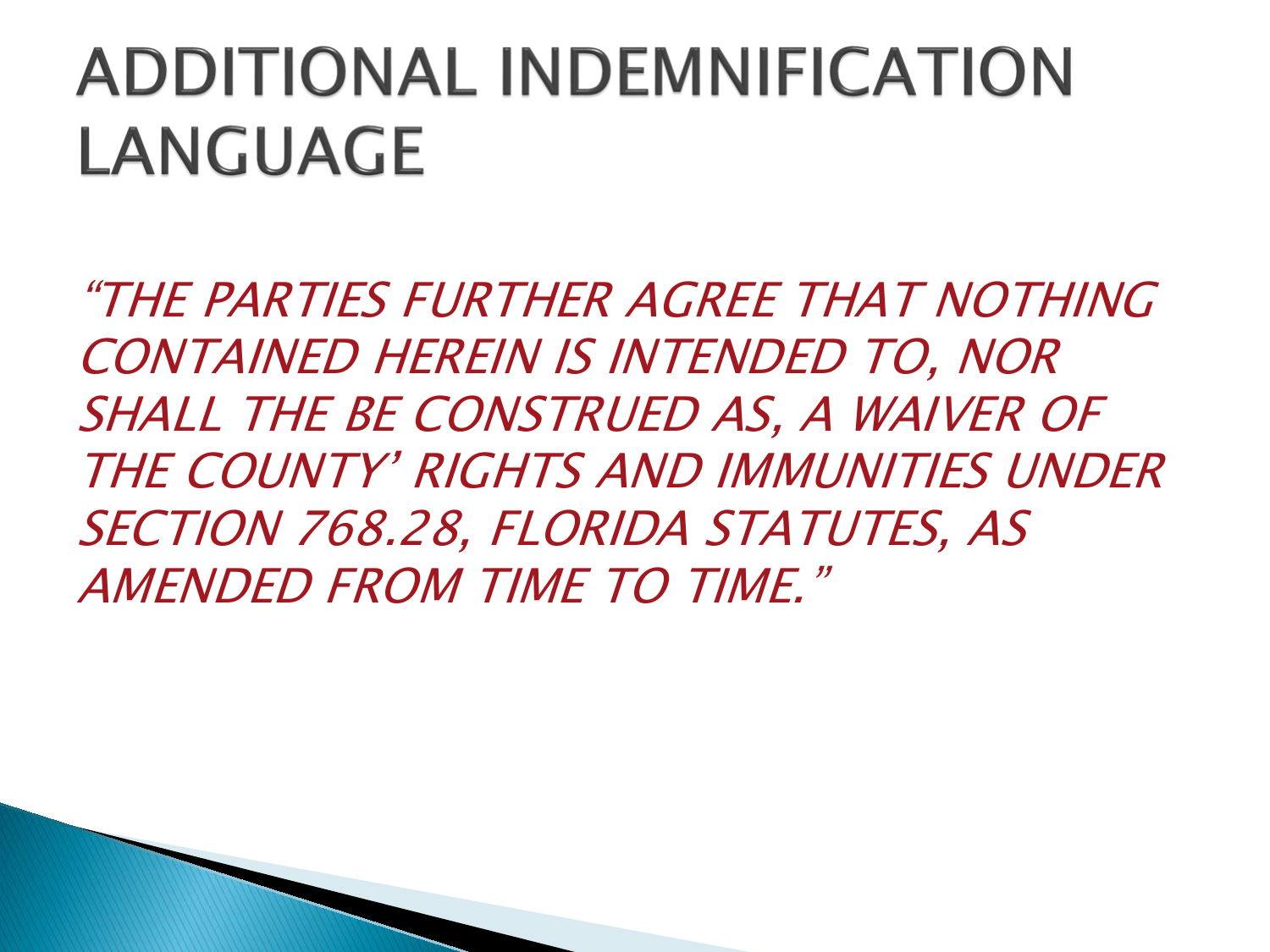# ADDITIONAL INDEMNIFICATION LANGUAGE

*"THE PARTIES FURTHER AGREE THAT NOTHING CONTAINED HEREIN IS INTENDED TO, NOR SHALL THE BE CONSTRUED AS, A WAIVER OF THE COUNTY' RIGHTS AND IMMUNITIES UNDER SECTION 768.28, FLORIDA STATUTES, AS AMENDED FROM TIME TO TIME."*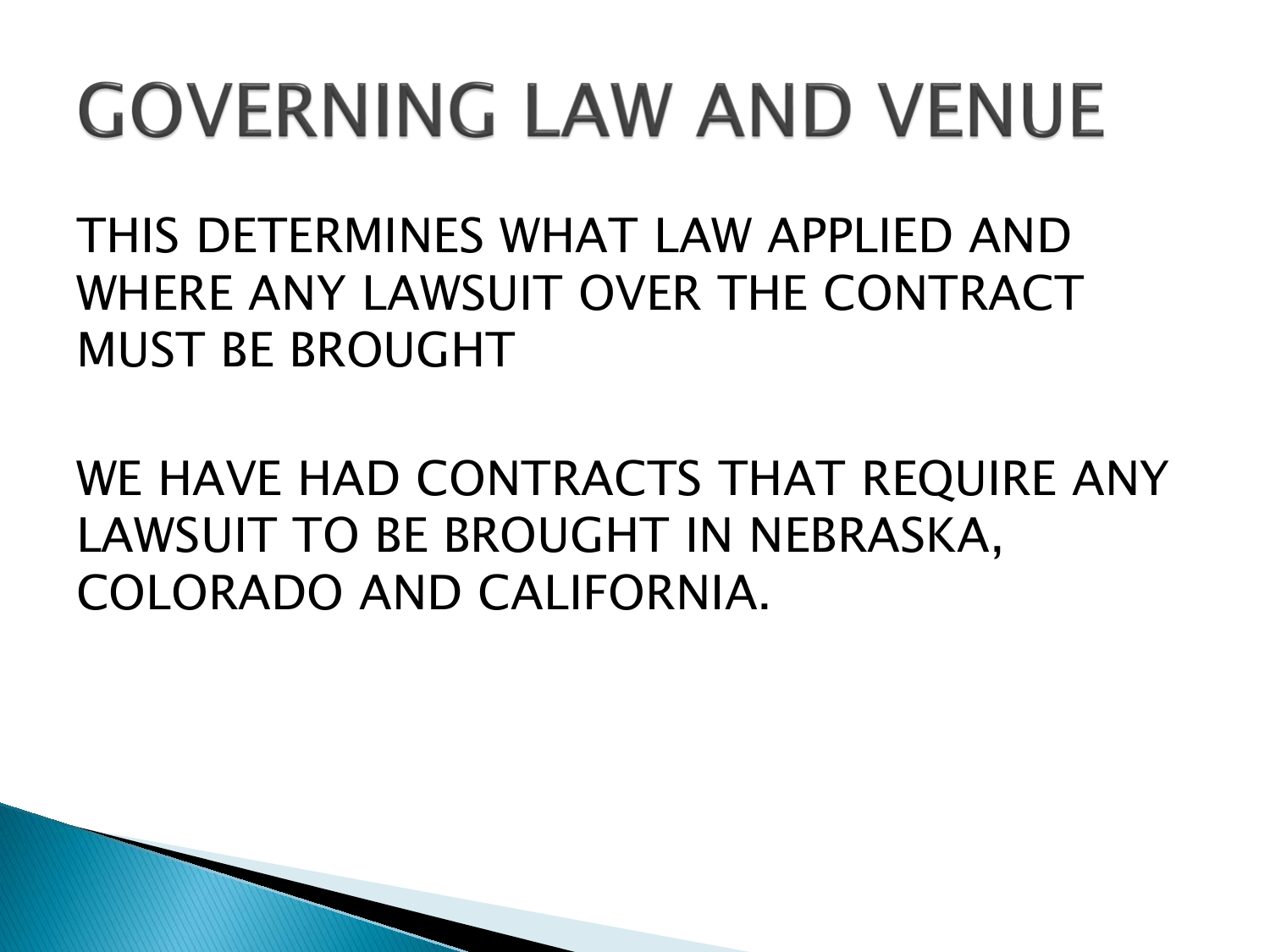# GOVERNING LAW AND VENUE

THIS DETERMINES WHAT LAW APPLIED AND WHERE ANY LAWSUIT OVER THE CONTRACT MUST BE BROUGHT

WE HAVE HAD CONTRACTS THAT REQUIRE ANY LAWSUIT TO BE BROUGHT IN NEBRASKA, COLORADO AND CALIFORNIA.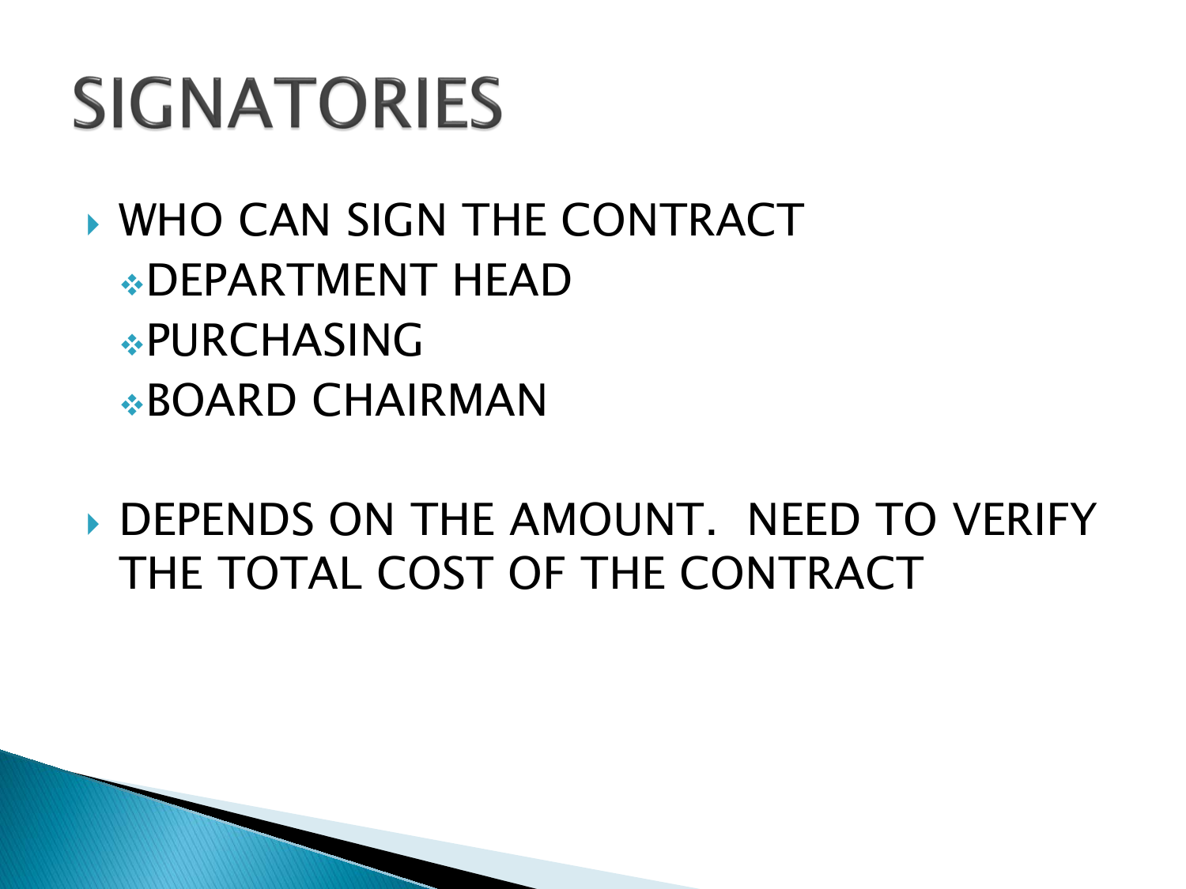# SIGNATORIES

- WHO CAN SIGN THE CONTRACT
  - DEPARTMENT HEAD
  - PURCHASING
  - BOARD CHAIRMAN

- DEPENDS ON THE AMOUNT. NEED TO VERIFY THE TOTAL COST OF THE CONTRACT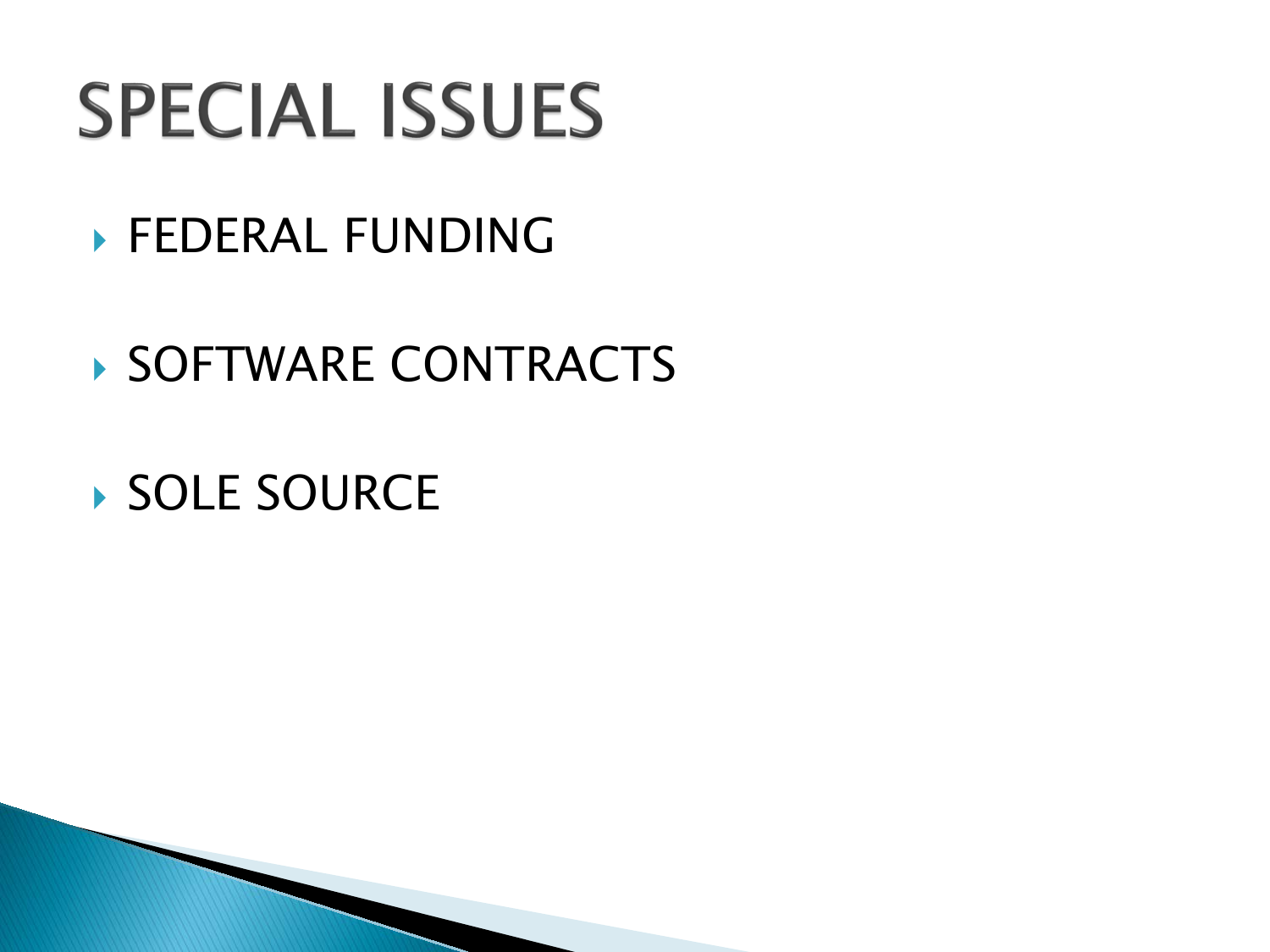# SPECIAL ISSUES

- FEDERAL FUNDING
- SOFTWARE CONTRACTS
- SOLE SOURCE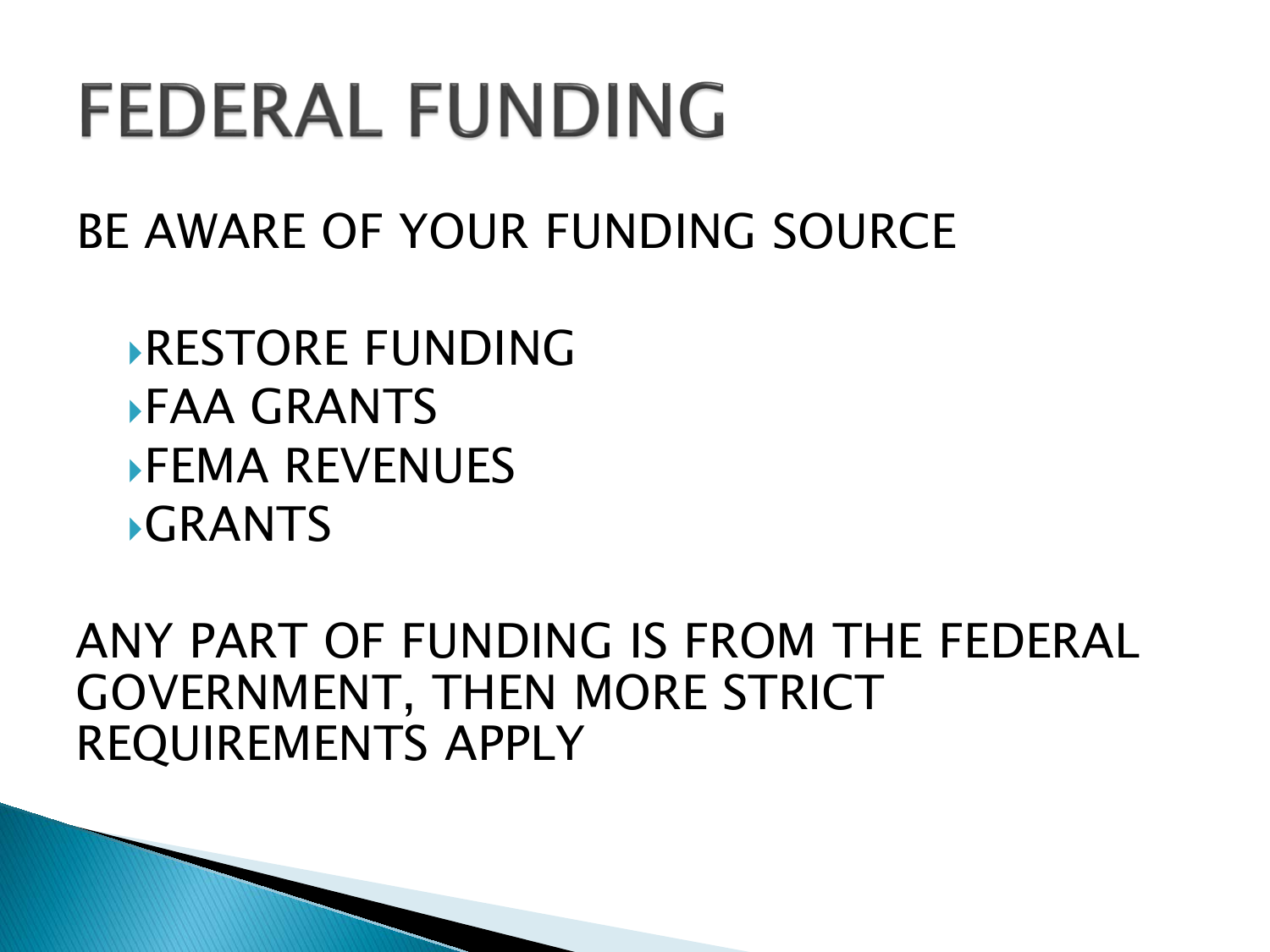# FEDERAL FUNDING

BE AWARE OF YOUR FUNDING SOURCE

- RESTORE FUNDING
- FAA GRANTS
- FEMA REVENUES
- GRANTS

ANY PART OF FUNDING IS FROM THE FEDERAL GOVERNMENT, THEN MORE STRICT REQUIREMENTS APPLY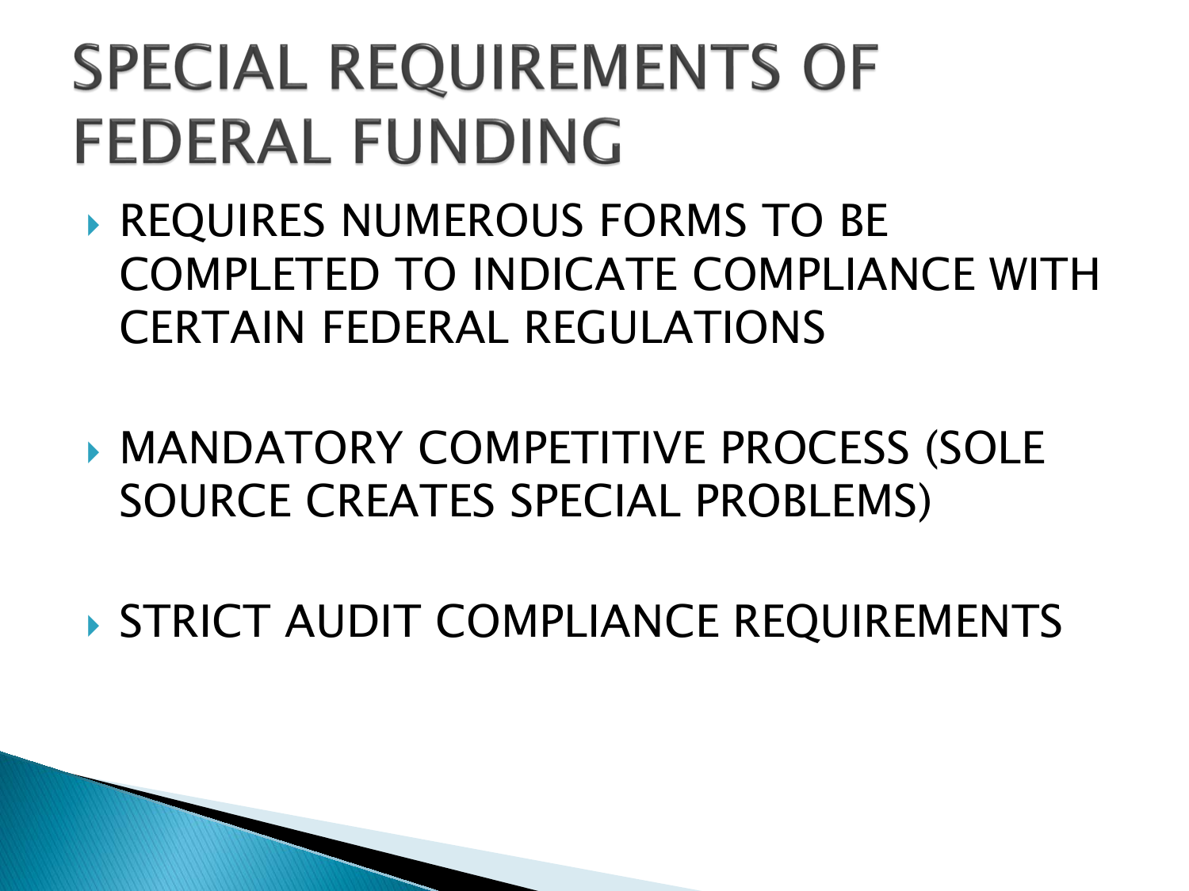# SPECIAL REQUIREMENTS OF FEDERAL FUNDING

- REQUIRES NUMEROUS FORMS TO BE COMPLETED TO INDICATE COMPLIANCE WITH CERTAIN FEDERAL REGULATIONS
- MANDATORY COMPETITIVE PROCESS (SOLE SOURCE CREATES SPECIAL PROBLEMS)
- STRICT AUDIT COMPLIANCE REQUIREMENTS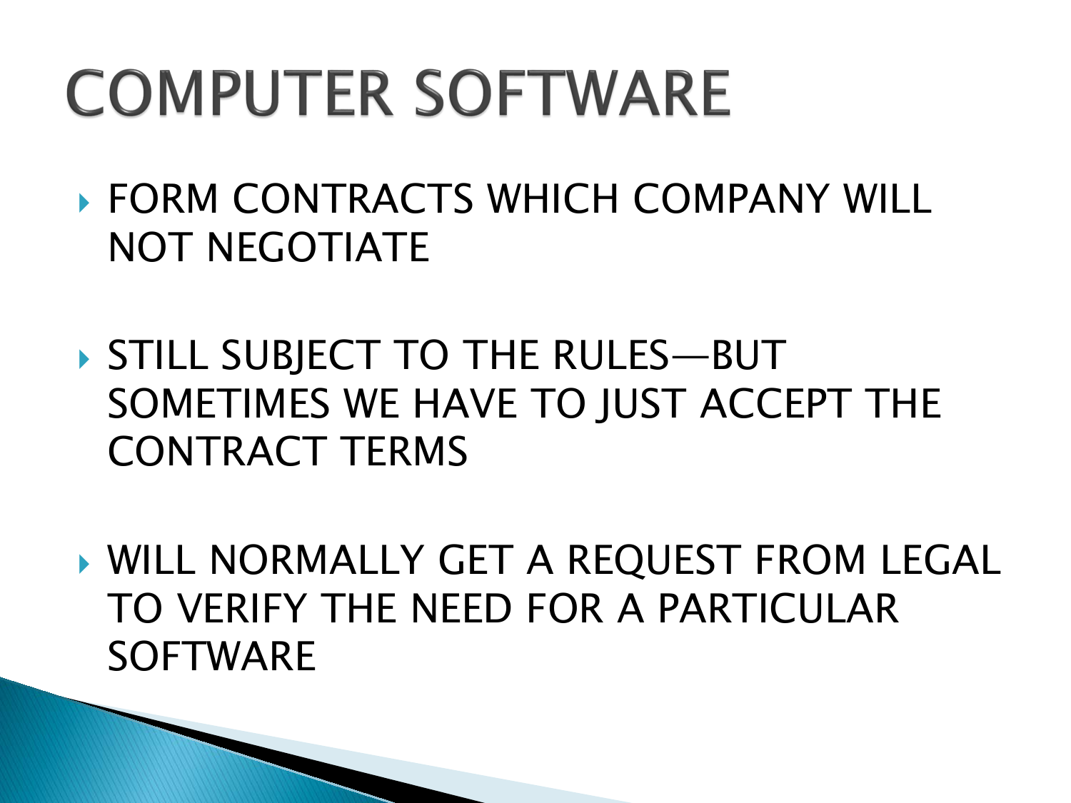# COMPUTER SOFTWARE

- FORM CONTRACTS WHICH COMPANY WILL NOT NEGOTIATE
- STILL SUBJECT TO THE RULES—BUT SOMETIMES WE HAVE TO JUST ACCEPT THE CONTRACT TERMS
- WILL NORMALLY GET A REQUEST FROM LEGAL TO VERIFY THE NEED FOR A PARTICULAR SOFTWARE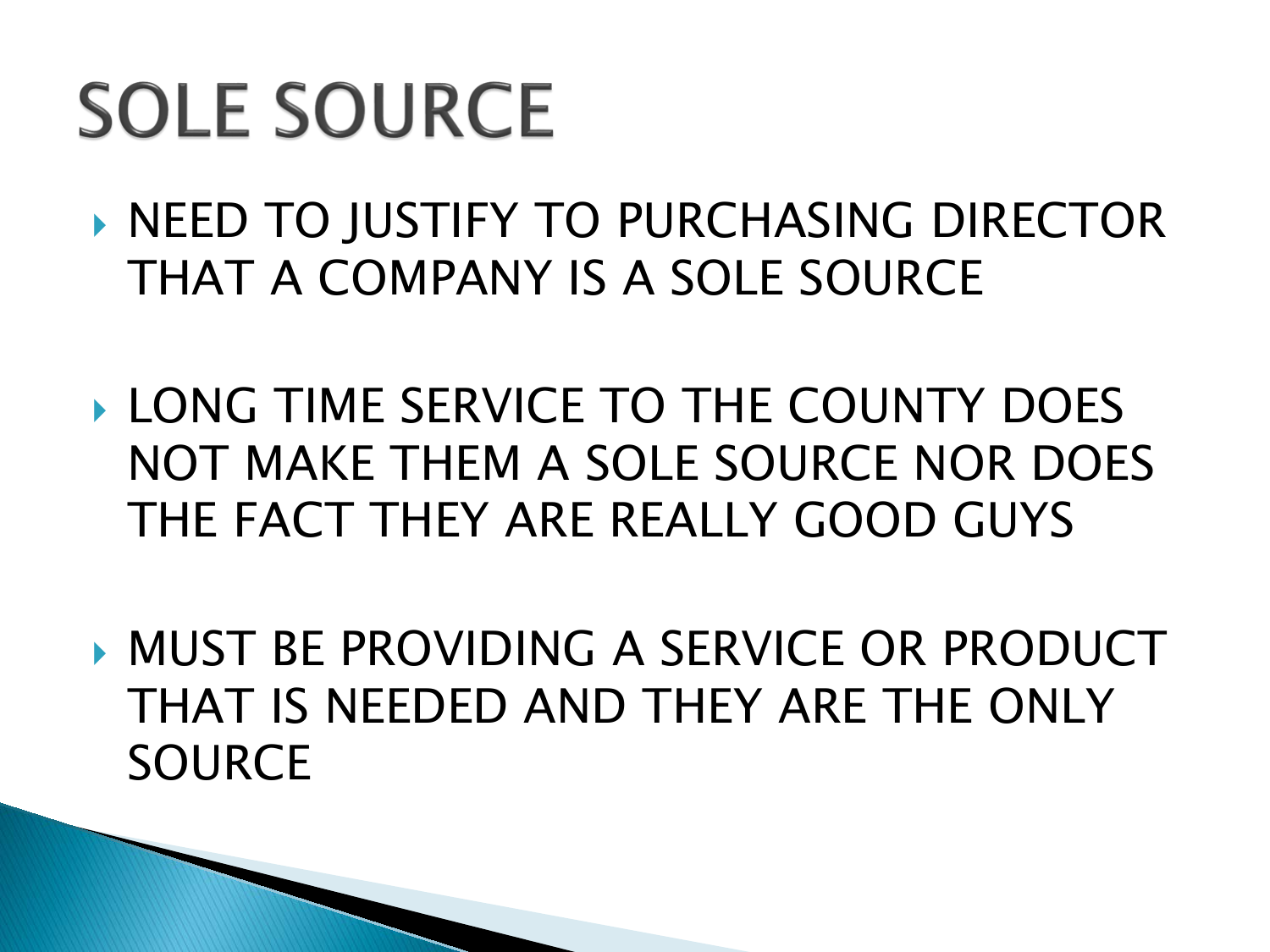# SOLE SOURCE

- NEED TO JUSTIFY TO PURCHASING DIRECTOR THAT A COMPANY IS A SOLE SOURCE
- LONG TIME SERVICE TO THE COUNTY DOES NOT MAKE THEM A SOLE SOURCE NOR DOES THE FACT THEY ARE REALLY GOOD GUYS
- MUST BE PROVIDING A SERVICE OR PRODUCT THAT IS NEEDED AND THEY ARE THE ONLY SOURCE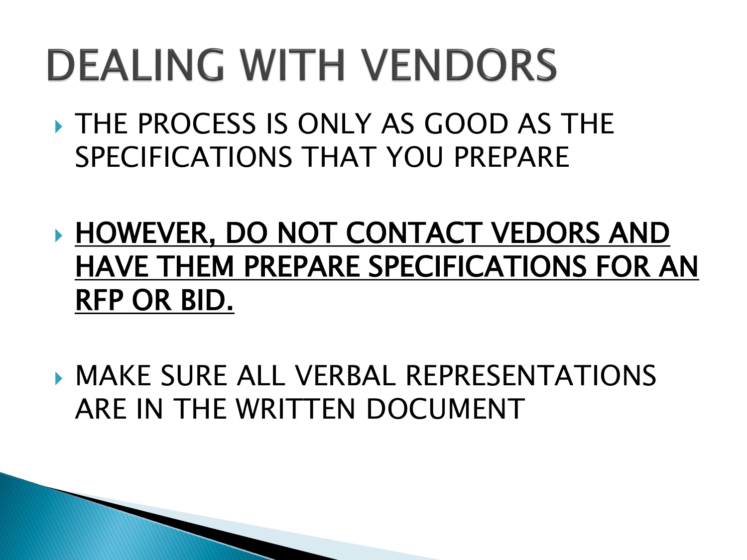# DEALING WITH VENDORS

- THE PROCESS IS ONLY AS GOOD AS THE SPECIFICATIONS THAT YOU PREPARE

- <u>**HOWEVER, DO NOT CONTACT VEDORS AND HAVE THEM PREPARE SPECIFICATIONS FOR AN RFP OR BID.**</u>

- MAKE SURE ALL VERBAL REPRESENTATIONS ARE IN THE WRITTEN DOCUMENT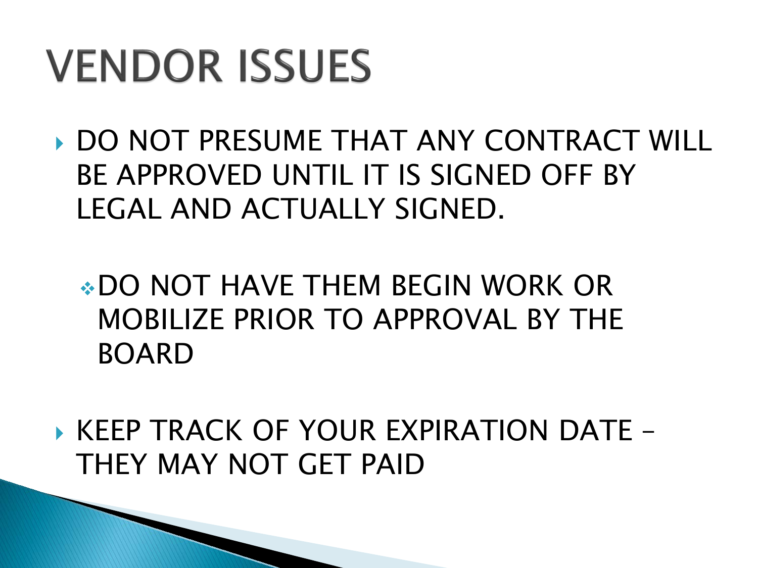# VENDOR ISSUES

- DO NOT PRESUME THAT ANY CONTRACT WILL BE APPROVED UNTIL IT IS SIGNED OFF BY LEGAL AND ACTUALLY SIGNED.

  - DO NOT HAVE THEM BEGIN WORK OR MOBILIZE PRIOR TO APPROVAL BY THE BOARD

- KEEP TRACK OF YOUR EXPIRATION DATE – THEY MAY NOT GET PAID